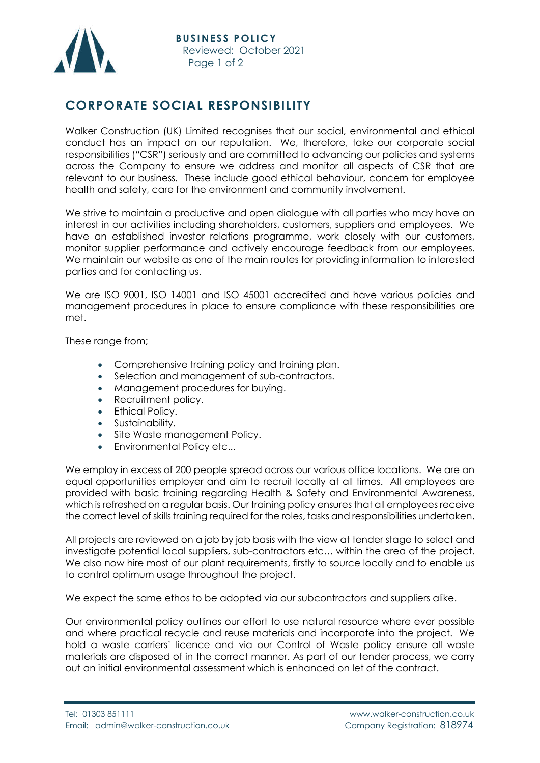**BUSINESS POLICY**
Reviewed: October 2021

# CORPORATE SOCIAL RESPONSIBILITY

Walker Construction (UK) Limited recognises that our social, environmental and ethical conduct has an impact on our reputation. We, therefore, take our corporate social responsibilities ("CSR") seriously and are committed to advancing our policies and systems across the Company to ensure we address and monitor all aspects of CSR that are relevant to our business. These include good ethical behaviour, concern for employee health and safety, care for the environment and community involvement.

We strive to maintain a productive and open dialogue with all parties who may have an interest in our activities including shareholders, customers, suppliers and employees. We have an established investor relations programme, work closely with our customers, monitor supplier performance and actively encourage feedback from our employees. We maintain our website as one of the main routes for providing information to interested parties and for contacting us.

We are ISO 9001, ISO 14001 and ISO 45001 accredited and have various policies and management procedures in place to ensure compliance with these responsibilities are met.

These range from;

- Comprehensive training policy and training plan.
- Selection and management of sub-contractors.
- Management procedures for buying.
- Recruitment policy.
- Ethical Policy.
- Sustainability.
- Site Waste management Policy.
- Environmental Policy etc...

We employ in excess of 200 people spread across our various office locations. We are an equal opportunities employer and aim to recruit locally at all times. All employees are provided with basic training regarding Health & Safety and Environmental Awareness, which is refreshed on a regular basis. Our training policy ensures that all employees receive the correct level of skills training required for the roles, tasks and responsibilities undertaken.

All projects are reviewed on a job by job basis with the view at tender stage to select and investigate potential local suppliers, sub-contractors etc… within the area of the project. We also now hire most of our plant requirements, firstly to source locally and to enable us to control optimum usage throughout the project.

We expect the same ethos to be adopted via our subcontractors and suppliers alike.

Our environmental policy outlines our effort to use natural resource where ever possible and where practical recycle and reuse materials and incorporate into the project. We hold a waste carriers' licence and via our Control of Waste policy ensure all waste materials are disposed of in the correct manner. As part of our tender process, we carry out an initial environmental assessment which is enhanced on let of the contract.

Tel: 01303 851111
Email: admin@walker-construction.co.uk
www.walker-construction.co.uk
Company Registration: 818974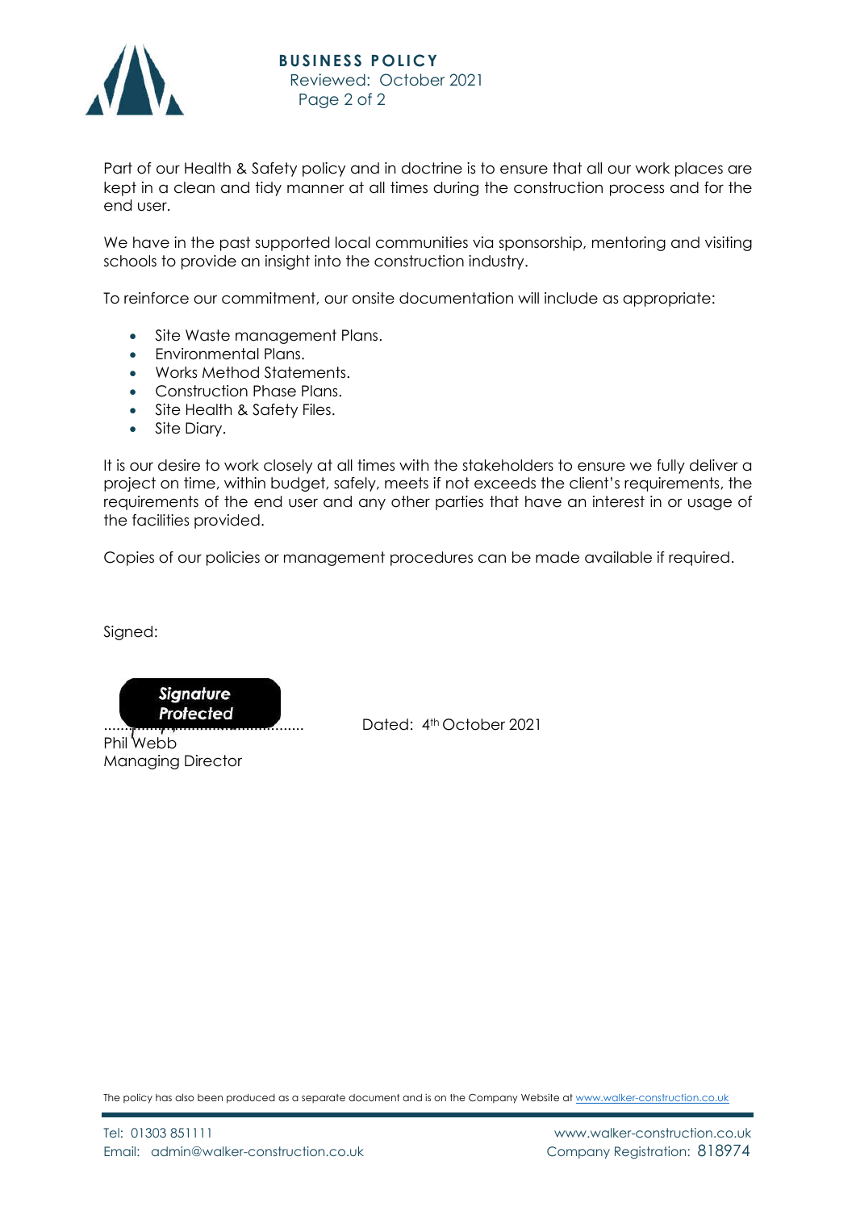Part of our Health & Safety policy and in doctrine is to ensure that all our work places are kept in a clean and tidy manner at all times during the construction process and for the end user.

We have in the past supported local communities via sponsorship, mentoring and visiting schools to provide an insight into the construction industry.

To reinforce our commitment, our onsite documentation will include as appropriate:

- Site Waste management Plans.
- Environmental Plans.
- Works Method Statements.
- Construction Phase Plans.
- Site Health & Safety Files.
- Site Diary.

It is our desire to work closely at all times with the stakeholders to ensure we fully deliver a project on time, within budget, safely, meets if not exceeds the client's requirements, the requirements of the end user and any other parties that have an interest in or usage of the facilities provided.

Copies of our policies or management procedures can be made available if required.

Signed:

Signature Protected

..................................................  Dated: 4th October 2021

Phil Webb
Managing Director

The policy has also been produced as a separate document and is on the Company Website at www.walker-construction.co.uk

Tel: 01303 851111
Email: admin@walker-construction.co.uk

www.walker-construction.co.uk
Company Registration: 818974